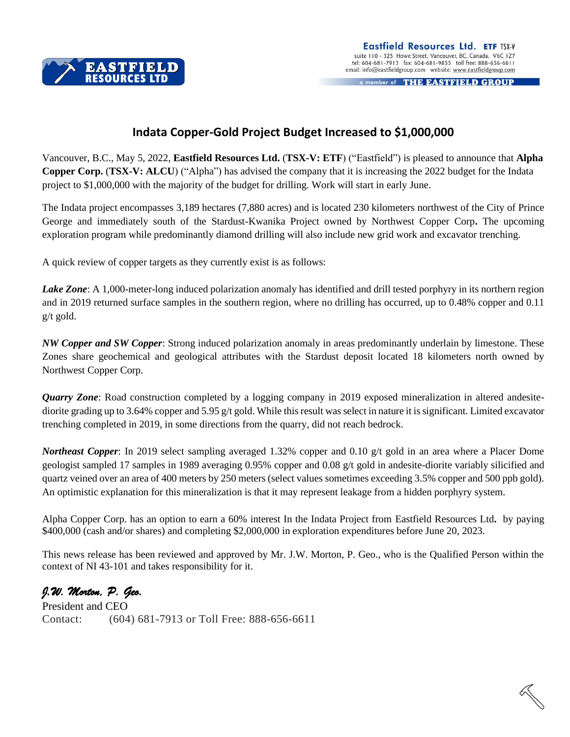Eastfield Resources Ltd. **ETF** TSX-V
suite 110 - 325 Howe Street, Vancouver, BC, Canada, V6C 1Z7
tel: 604-681-7913 fax: 604-681-9855 toll free: 888-656-6611
email: info@eastfieldgroup.com website: www.eastfieldgroup.com

a member of **THE EASTFIELD GROUP**

# Indata Copper-Gold Project Budget Increased to $1,000,000

Vancouver, B.C., May 5, 2022, **Eastfield Resources Ltd.** (**TSX-V: ETF**) ("Eastfield") is pleased to announce that **Alpha Copper Corp.** (**TSX-V: ALCU**) ("Alpha") has advised the company that it is increasing the 2022 budget for the Indata project to $1,000,000 with the majority of the budget for drilling. Work will start in early June.

The Indata project encompasses 3,189 hectares (7,880 acres) and is located 230 kilometers northwest of the City of Prince George and immediately south of the Stardust-Kwanika Project owned by Northwest Copper Corp**.** The upcoming exploration program while predominantly diamond drilling will also include new grid work and excavator trenching.

A quick review of copper targets as they currently exist is as follows:

***Lake Zone***: A 1,000-meter-long induced polarization anomaly has identified and drill tested porphyry in its northern region and in 2019 returned surface samples in the southern region, where no drilling has occurred, up to 0.48% copper and 0.11 g/t gold.

***NW Copper and SW Copper***: Strong induced polarization anomaly in areas predominantly underlain by limestone. These Zones share geochemical and geological attributes with the Stardust deposit located 18 kilometers north owned by Northwest Copper Corp.

***Quarry Zone***: Road construction completed by a logging company in 2019 exposed mineralization in altered andesite-diorite grading up to 3.64% copper and 5.95 g/t gold. While this result was select in nature it is significant. Limited excavator trenching completed in 2019, in some directions from the quarry, did not reach bedrock.

***Northeast Copper***: In 2019 select sampling averaged 1.32% copper and 0.10 g/t gold in an area where a Placer Dome geologist sampled 17 samples in 1989 averaging 0.95% copper and 0.08 g/t gold in andesite-diorite variably silicified and quartz veined over an area of 400 meters by 250 meters (select values sometimes exceeding 3.5% copper and 500 ppb gold). An optimistic explanation for this mineralization is that it may represent leakage from a hidden porphyry system.

Alpha Copper Corp. has an option to earn a 60% interest In the Indata Project from Eastfield Resources Ltd**.** by paying $400,000 (cash and/or shares) and completing $2,000,000 in exploration expenditures before June 20, 2023.

This news release has been reviewed and approved by Mr. J.W. Morton, P. Geo., who is the Qualified Person within the context of NI 43-101 and takes responsibility for it.

*J.W. Morton, P. Geo.*
President and CEO
Contact: (604) 681-7913 or Toll Free: 888-656-6611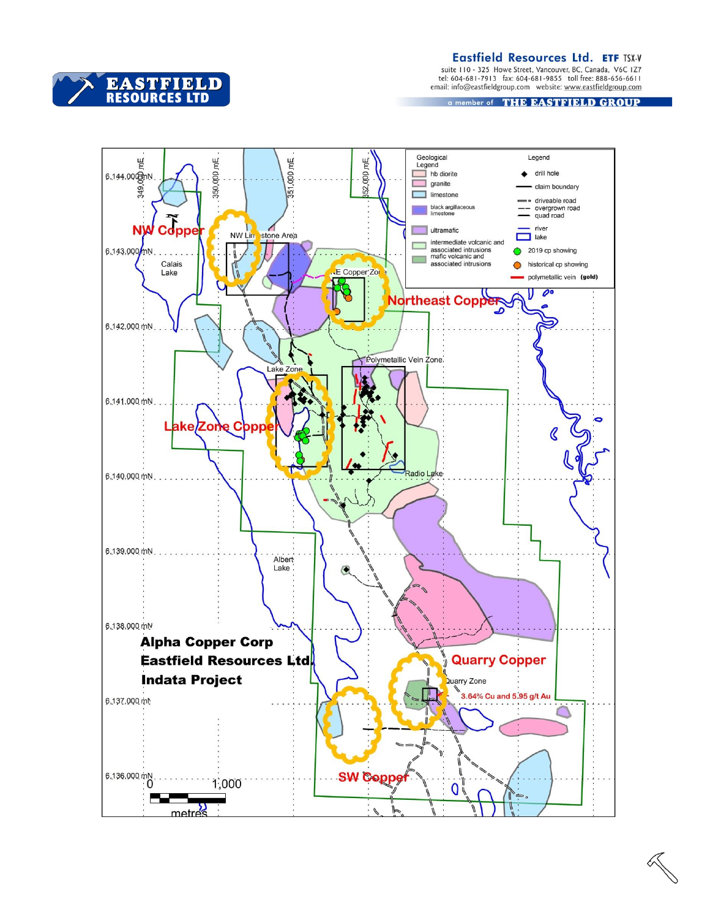**Alpha Copper Corp**
**Eastfield Resources Ltd.**
**Indata Project**

| Geological Legend | Legend |
| --- | --- |
| hb diorite | drill hole |
| granite | claim boundary |
| limestone | driveable road |
| black argillaceous limestone | overgrown road |
| ultramafic | quad road |
| intermediate volcanic and associated intrusions | river |
| mafic volcanic and associated intrusions | lake |
| | 2019 cp showing |
| | historical cp showing |
| | polymetallic vein (gold) |

NW Copper

NW Limestone Area

Calais Lake

E Copper Zone

Northeast Copper

Polymetallic Vein Zone

Lake Zone

Lake Zone Copper

Radio Lake

Albert Lake

Quarry Copper

Quarry Zone

3.64% Cu and 5.95 g/t Au

SW Copper

6,144,000 mN, 6,143,000 mN, 6,142,000 mN, 6,141,000 mN, 6,140,000 mN, 6,139,000 mN, 6,138,000 mN, 6,137,000 mN, 6,136,000 mN

349,000 mE, 350,000 mE, 351,000 mE, 352,000 mE

0 — 1,000 metres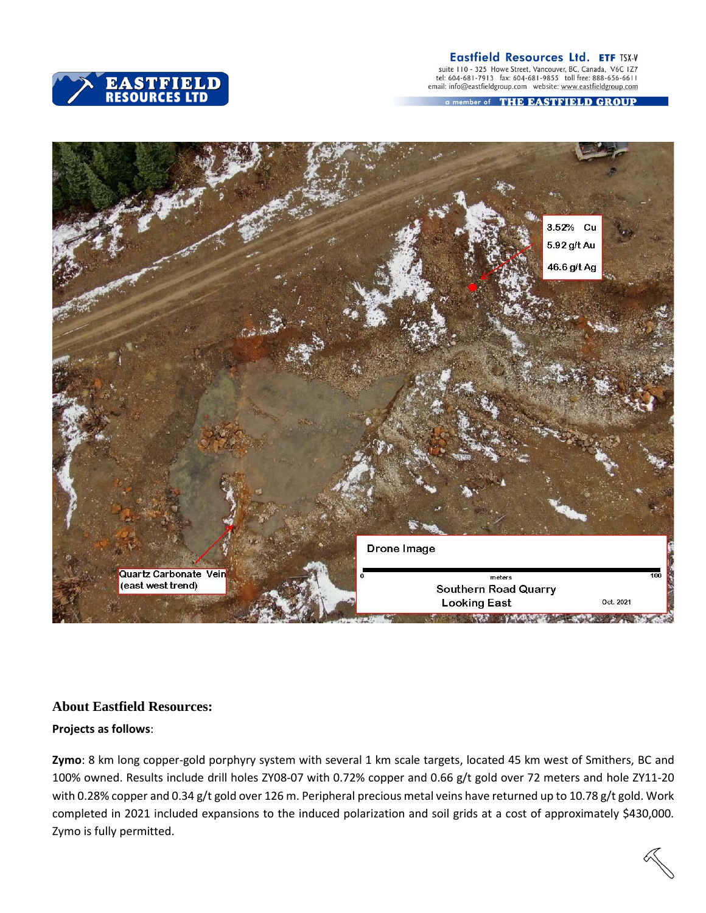## About Eastfield Resources:

**Projects as follows**:

**Zymo**: 8 km long copper-gold porphyry system with several 1 km scale targets, located 45 km west of Smithers, BC and 100% owned. Results include drill holes ZY08-07 with 0.72% copper and 0.66 g/t gold over 72 meters and hole ZY11-20 with 0.28% copper and 0.34 g/t gold over 126 m. Peripheral precious metal veins have returned up to 10.78 g/t gold. Work completed in 2021 included expansions to the induced polarization and soil grids at a cost of approximately $430,000. Zymo is fully permitted.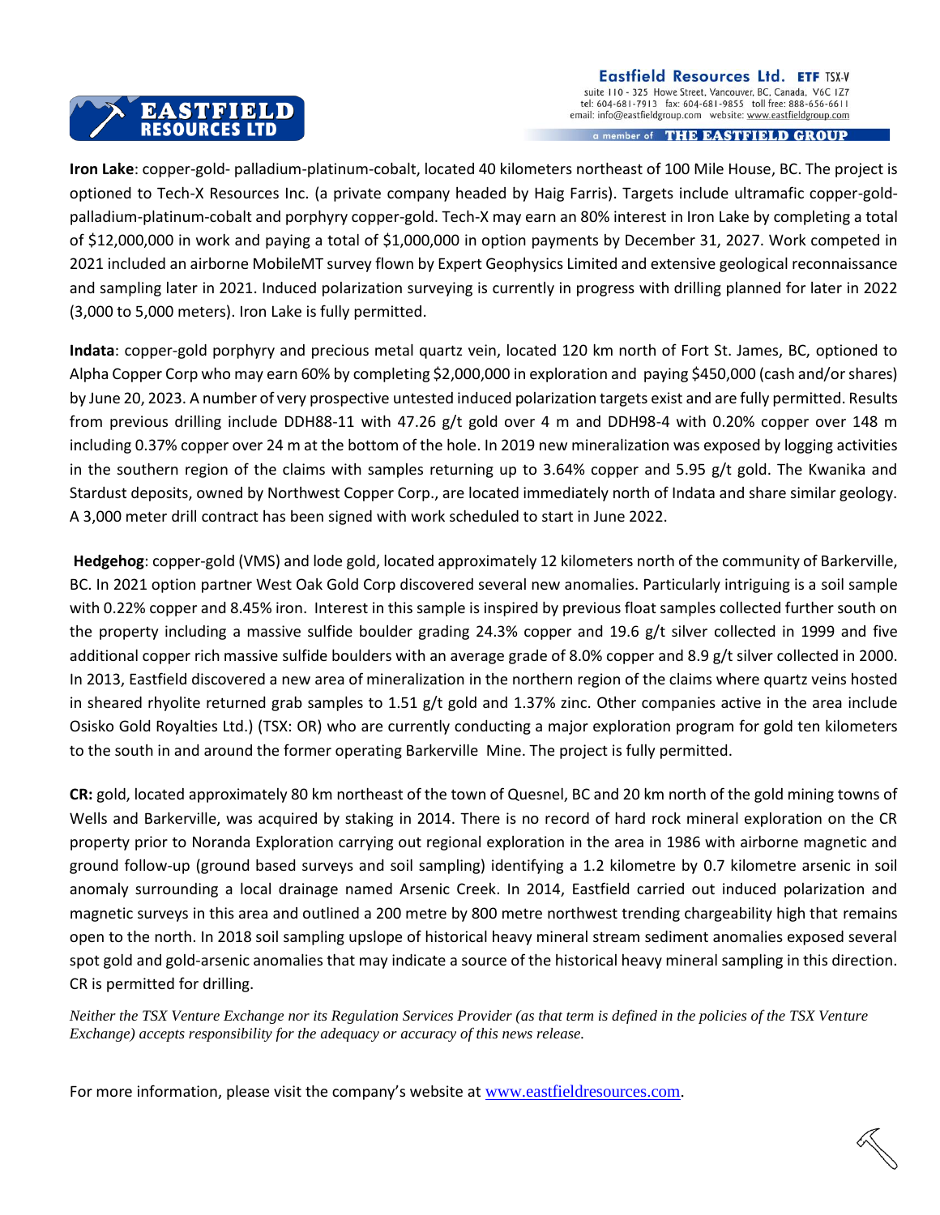**Iron Lake**: copper-gold- palladium-platinum-cobalt, located 40 kilometers northeast of 100 Mile House, BC. The project is optioned to Tech-X Resources Inc. (a private company headed by Haig Farris). Targets include ultramafic copper-gold-palladium-platinum-cobalt and porphyry copper-gold. Tech-X may earn an 80% interest in Iron Lake by completing a total of $12,000,000 in work and paying a total of $1,000,000 in option payments by December 31, 2027. Work competed in 2021 included an airborne MobileMT survey flown by Expert Geophysics Limited and extensive geological reconnaissance and sampling later in 2021. Induced polarization surveying is currently in progress with drilling planned for later in 2022 (3,000 to 5,000 meters). Iron Lake is fully permitted.

**Indata**: copper-gold porphyry and precious metal quartz vein, located 120 km north of Fort St. James, BC, optioned to Alpha Copper Corp who may earn 60% by completing $2,000,000 in exploration and paying $450,000 (cash and/or shares) by June 20, 2023. A number of very prospective untested induced polarization targets exist and are fully permitted. Results from previous drilling include DDH88-11 with 47.26 g/t gold over 4 m and DDH98-4 with 0.20% copper over 148 m including 0.37% copper over 24 m at the bottom of the hole. In 2019 new mineralization was exposed by logging activities in the southern region of the claims with samples returning up to 3.64% copper and 5.95 g/t gold. The Kwanika and Stardust deposits, owned by Northwest Copper Corp., are located immediately north of Indata and share similar geology. A 3,000 meter drill contract has been signed with work scheduled to start in June 2022.

**Hedgehog**: copper-gold (VMS) and lode gold, located approximately 12 kilometers north of the community of Barkerville, BC. In 2021 option partner West Oak Gold Corp discovered several new anomalies. Particularly intriguing is a soil sample with 0.22% copper and 8.45% iron. Interest in this sample is inspired by previous float samples collected further south on the property including a massive sulfide boulder grading 24.3% copper and 19.6 g/t silver collected in 1999 and five additional copper rich massive sulfide boulders with an average grade of 8.0% copper and 8.9 g/t silver collected in 2000. In 2013, Eastfield discovered a new area of mineralization in the northern region of the claims where quartz veins hosted in sheared rhyolite returned grab samples to 1.51 g/t gold and 1.37% zinc. Other companies active in the area include Osisko Gold Royalties Ltd.) (TSX: OR) who are currently conducting a major exploration program for gold ten kilometers to the south in and around the former operating Barkerville Mine. The project is fully permitted.

**CR:** gold, located approximately 80 km northeast of the town of Quesnel, BC and 20 km north of the gold mining towns of Wells and Barkerville, was acquired by staking in 2014. There is no record of hard rock mineral exploration on the CR property prior to Noranda Exploration carrying out regional exploration in the area in 1986 with airborne magnetic and ground follow-up (ground based surveys and soil sampling) identifying a 1.2 kilometre by 0.7 kilometre arsenic in soil anomaly surrounding a local drainage named Arsenic Creek. In 2014, Eastfield carried out induced polarization and magnetic surveys in this area and outlined a 200 metre by 800 metre northwest trending chargeability high that remains open to the north. In 2018 soil sampling upslope of historical heavy mineral stream sediment anomalies exposed several spot gold and gold-arsenic anomalies that may indicate a source of the historical heavy mineral sampling in this direction. CR is permitted for drilling.

*Neither the TSX Venture Exchange nor its Regulation Services Provider (as that term is defined in the policies of the TSX Venture Exchange) accepts responsibility for the adequacy or accuracy of this news release.*

For more information, please visit the company's website at www.eastfieldresources.com.